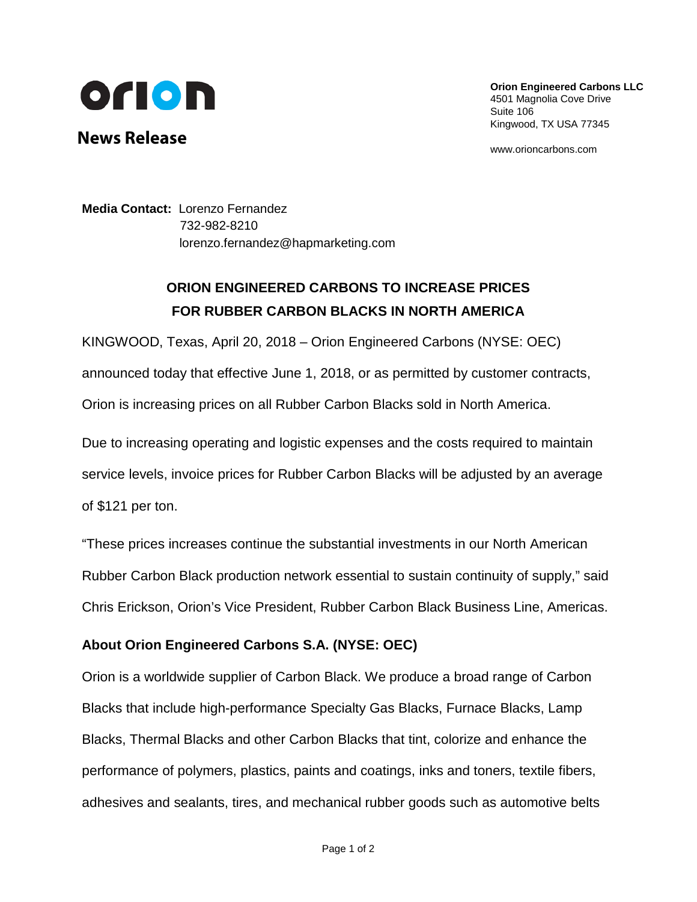orion

**News Release**

**Orion Engineered Carbons LLC**
4501 Magnolia Cove Drive
Suite 106
Kingwood, TX USA 77345

www.orioncarbons.com

**Media Contact:** Lorenzo Fernandez
732-982-8210
lorenzo.fernandez@hapmarketing.com

# ORION ENGINEERED CARBONS TO INCREASE PRICES FOR RUBBER CARBON BLACKS IN NORTH AMERICA

KINGWOOD, Texas, April 20, 2018 – Orion Engineered Carbons (NYSE: OEC) announced today that effective June 1, 2018, or as permitted by customer contracts, Orion is increasing prices on all Rubber Carbon Blacks sold in North America.

Due to increasing operating and logistic expenses and the costs required to maintain service levels, invoice prices for Rubber Carbon Blacks will be adjusted by an average of $121 per ton.

"These prices increases continue the substantial investments in our North American Rubber Carbon Black production network essential to sustain continuity of supply," said Chris Erickson, Orion's Vice President, Rubber Carbon Black Business Line, Americas.

## About Orion Engineered Carbons S.A. (NYSE: OEC)

Orion is a worldwide supplier of Carbon Black. We produce a broad range of Carbon Blacks that include high-performance Specialty Gas Blacks, Furnace Blacks, Lamp Blacks, Thermal Blacks and other Carbon Blacks that tint, colorize and enhance the performance of polymers, plastics, paints and coatings, inks and toners, textile fibers, adhesives and sealants, tires, and mechanical rubber goods such as automotive belts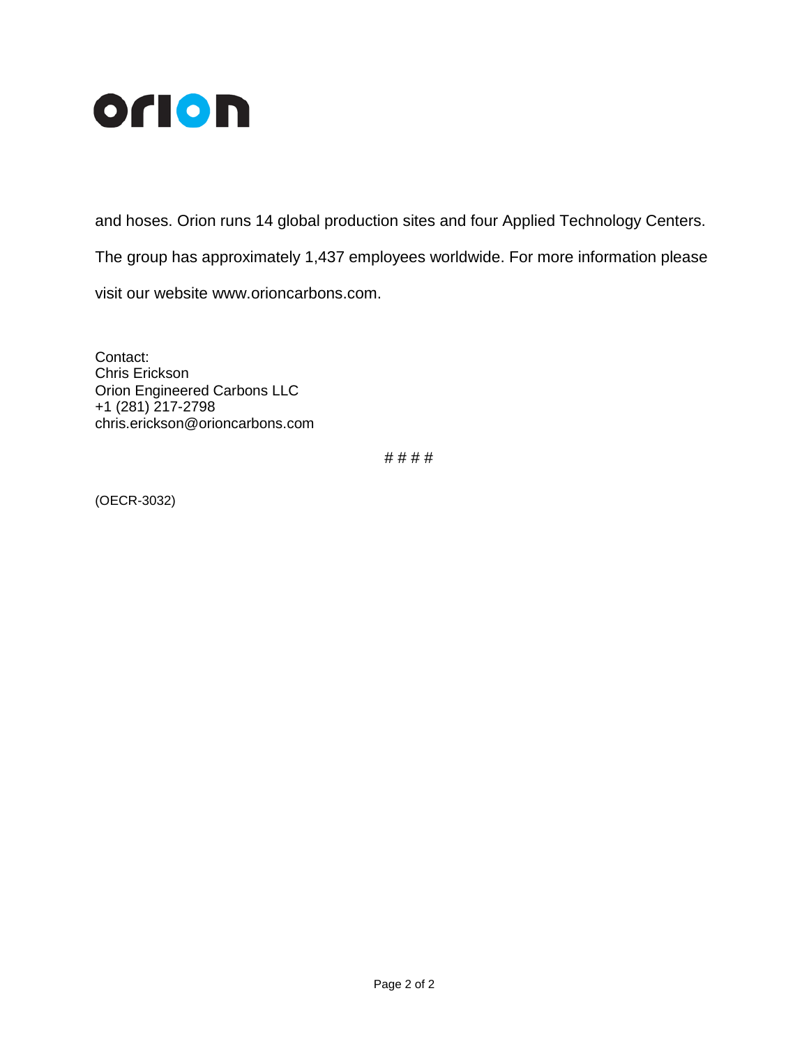and hoses. Orion runs 14 global production sites and four Applied Technology Centers. The group has approximately 1,437 employees worldwide. For more information please visit our website www.orioncarbons.com.

Contact:
Chris Erickson
Orion Engineered Carbons LLC
+1 (281) 217-2798
chris.erickson@orioncarbons.com

# # # #

(OECR-3032)